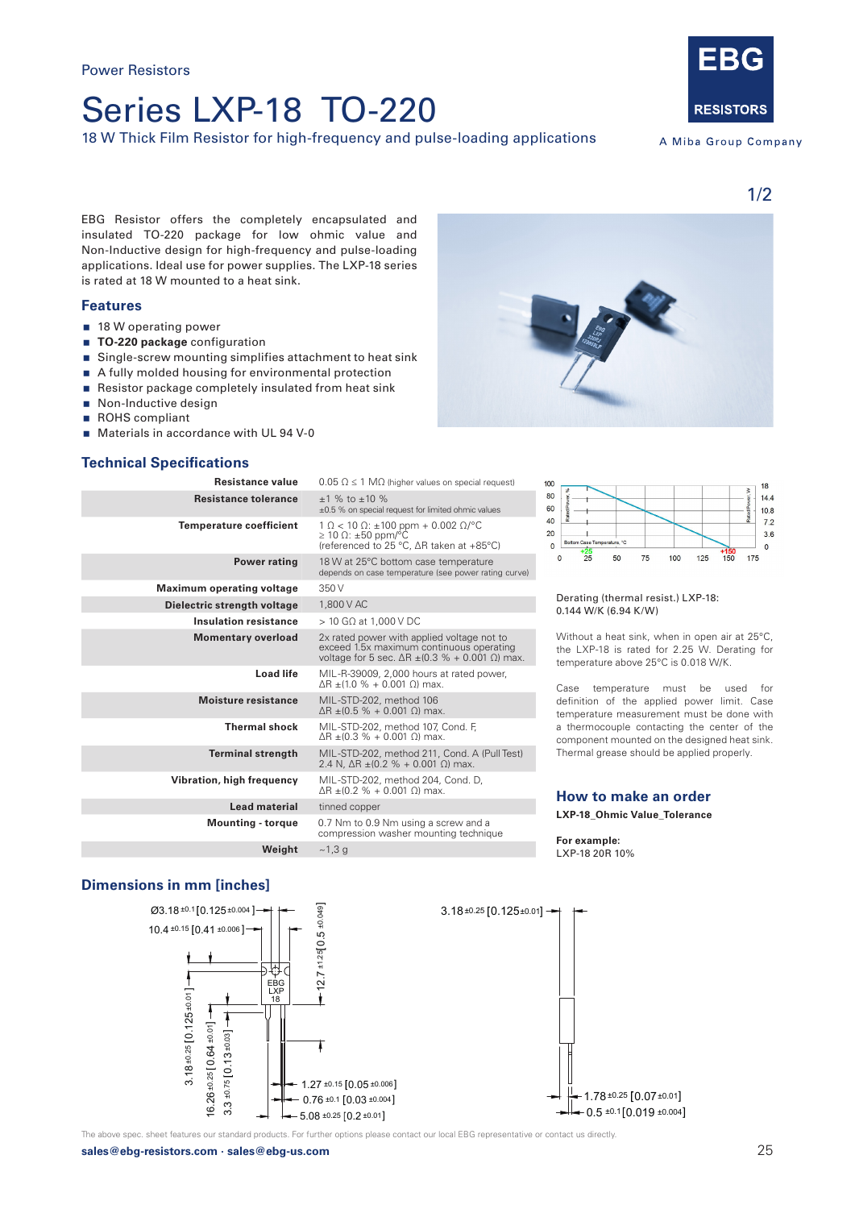Power Resistors

# Series LXP-18 TO-220

18 W Thick Film Resistor for high-frequency and pulse-loading applications

EBG RESISTORS

A Miba Group Company

EBG Resistor offers the completely encapsulated and insulated TO-220 package for low ohmic value Non-Inductive design for high-frequency and pulse-loading applications. Ideal use for power supplies. The LXP-18 series is rated at 18 W mounted to a heat sink.

## Features

- 18 W operating power
- **TO-220 package** configuration
- Single-screw mounting simplifies attachment to heat sink
- A fully molded housing for environmental protection
- Resistor package completely insulated from heat sink
- Non-Inductive design
- ROHS compliant
- Materials in accordance with UL 94 V-0

## Technical Specifications

| | |
|---|---|
| **Resistance value** | 0.05 Ω ≤ 1 MΩ (higher values on special request) |
| **Resistance tolerance** | ±1 % to ±10 %<br>±0.5 % on special request for limited ohmic values |
| **Temperature coefficient** | 1 Ω < 10 Ω: ±100 ppm + 0.002 Ω/°C<br>≥ 10 Ω: ±50 ppm/°C<br>(referenced to 25 °C, ΔR taken at +85°C) |
| **Power rating** | 18 W at 25°C bottom case temperature<br>depends on case temperature (see power rating curve) |
| **Maximum operating voltage** | 350 V |
| **Dielectric strength voltage** | 1,800 V AC |
| **Insulation resistance** | > 10 GΩ at 1,000 V DC |
| **Momentary overload** | 2x rated power with applied voltage not to exceed 1.5x maximum continuous operating voltage for 5 sec. ΔR ±(0.3 % + 0.001 Ω) max. |
| **Load life** | MIL-R-39009, 2,000 hours at rated power, ΔR ±(1.0 % + 0.001 Ω) max. |
| **Moisture resistance** | MIL-STD-202, method 106<br>ΔR ±(0.5 % + 0.001 Ω) max. |
| **Thermal shock** | MIL-STD-202, method 107, Cond. F,<br>ΔR ±(0.3 % + 0.001 Ω) max. |
| **Terminal strength** | MIL-STD-202, method 211, Cond. A (Pull Test)<br>2.4 N, ΔR ±(0.2 % + 0.001 Ω) max. |
| **Vibration, high frequency** | MIL-STD-202, method 204, Cond. D,<br>ΔR ±(0.2 % + 0.001 Ω) max. |
| **Lead material** | tinned copper |
| **Mounting - torque** | 0.7 Nm to 0.9 Nm using a screw and a compression washer mounting technique |
| **Weight** | ~1,3 g |

Derating (thermal resist.) LXP-18:
0.144 W/K (6.94 K/W)

Without a heat sink, when in open air at 25°C, the LXP-18 is rated for 2.25 W. Derating for temperature above 25°C is 0.018 W/K.

Case temperature must be used for definition of the applied power limit. Case temperature measurement must be done with a thermocouple contacting the center of the component mounted on the designed heat sink. Thermal grease should be applied properly.

## How to make an order

**LXP-18_Ohmic Value_Tolerance**

**For example:**
LXP-18 20R 10%

## Dimensions in mm [inches]

The above spec. sheet features our standard products. For further options please contact our local EBG representative or contact us directly.

**sales@ebg-resistors.com · sales@ebg-us.com**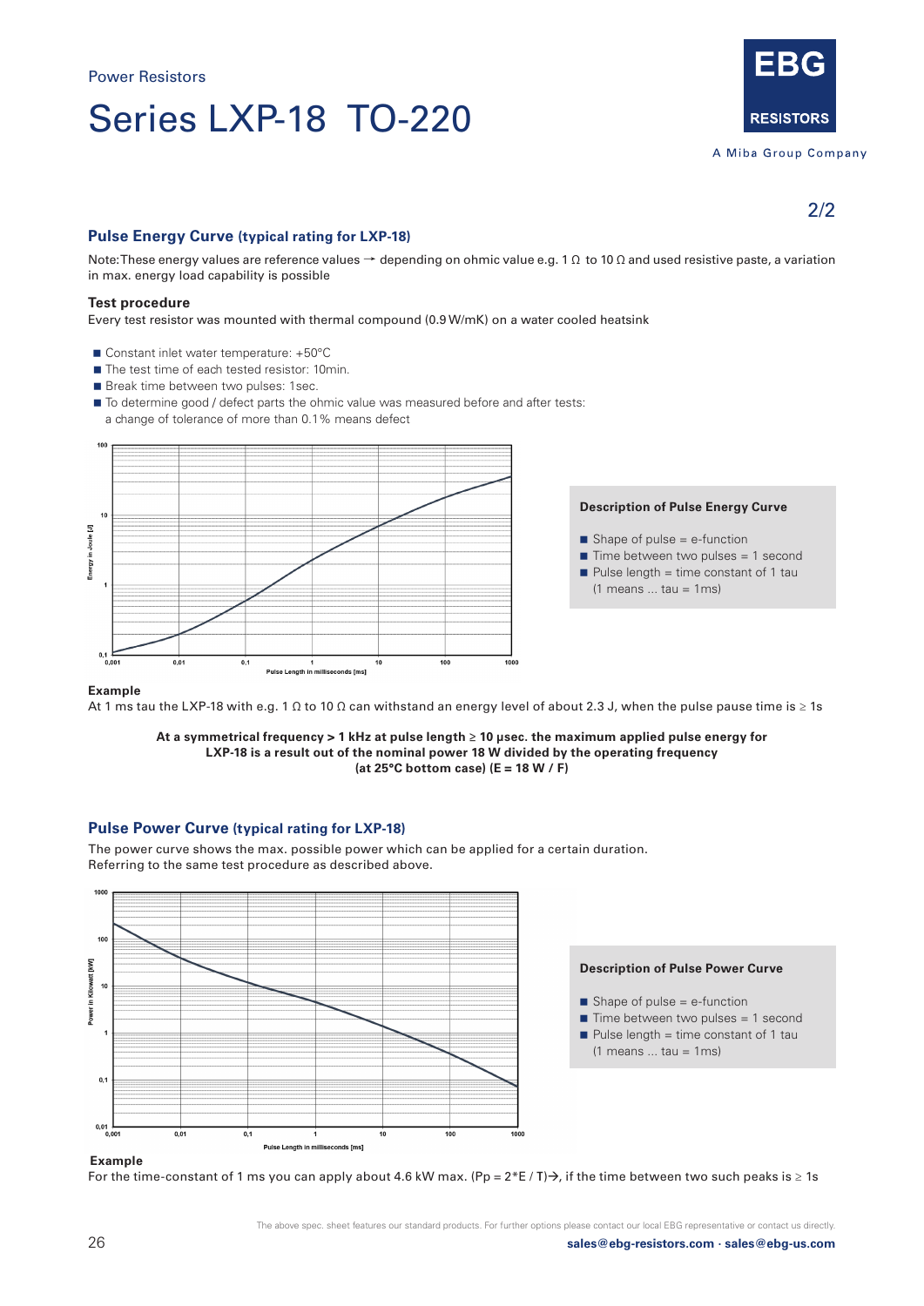Power Resistors

# Series LXP-18 TO-220

EBG RESISTORS

A Miba Group Company

## Pulse Energy Curve (typical rating for LXP-18)

Note: These energy values are reference values → depending on ohmic value e.g. 1 Ω to 10 Ω and used resistive paste, a variation in max. energy load capability is possible

### Test procedure

Every test resistor was mounted with thermal compound (0.9 W/mK) on a water cooled heatsink

- Constant inlet water temperature: +50°C
- The test time of each tested resistor: 10min.
- Break time between two pulses: 1sec.
- To determine good / defect parts the ohmic value was measured before and after tests: a change of tolerance of more than 0.1% means defect

Energy in Joule [J]

100

10

1

0,1

0,001 0,01 0,1 1 10 100 1000

Pulse Length in milliseconds [ms]

**Description of Pulse Energy Curve**

- Shape of pulse = e-function
- Time between two pulses = 1 second
- Pulse length = time constant of 1 tau (1 means ... tau = 1ms)

**Example**

At 1 ms tau the LXP-18 with e.g. 1 Ω to 10 Ω can withstand an energy level of about 2.3 J, when the pulse pause time is ≥ 1s

**At a symmetrical frequency > 1 kHz at pulse length ≥ 10 µsec. the maximum applied pulse energy for LXP-18 is a result out of the nominal power 18 W divided by the operating frequency (at 25°C bottom case) (E = 18 W / F)**

## Pulse Power Curve (typical rating for LXP-18)

The power curve shows the max. possible power which can be applied for a certain duration. Referring to the same test procedure as described above.

Power in Kilowatt [kW]

1000

100

10

1

0,1

0,01

0,001 0,01 0,1 1 10 100 1000

Pulse Length in milliseconds [ms]

**Description of Pulse Power Curve**

- Shape of pulse = e-function
- Time between two pulses = 1 second
- Pulse length = time constant of 1 tau (1 means ... tau = 1ms)

**Example**

For the time-constant of 1 ms you can apply about 4.6 kW max. ($P_p = 2 \cdot E / T$)→, if the time between two such peaks is ≥ 1s

The above spec. sheet features our standard products. For further options please contact our local EBG representative or contact us directly.

sales@ebg-resistors.com · sales@ebg-us.com